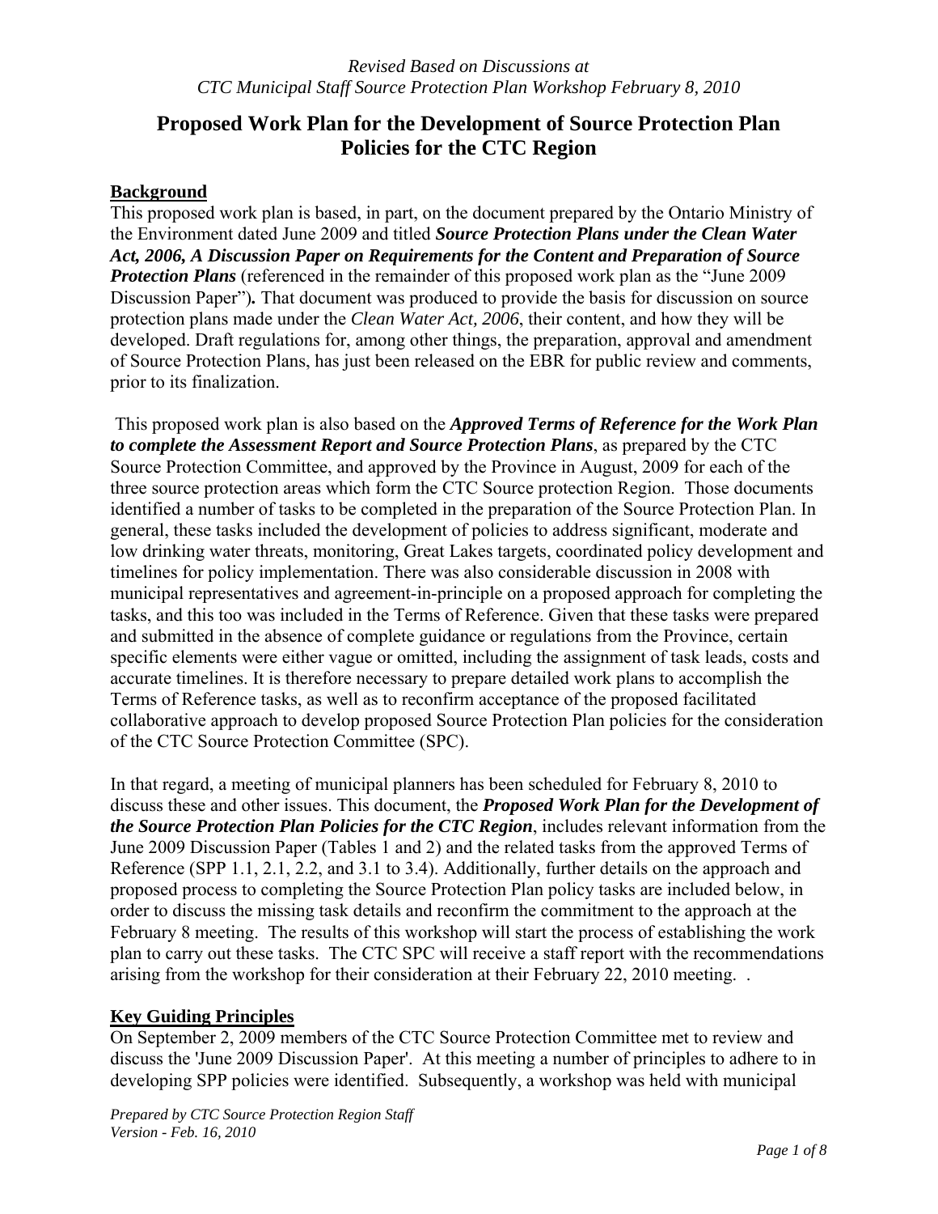*Revised Based on Discussions at*
*CTC Municipal Staff Source Protection Plan Workshop February 8, 2010*

# Proposed Work Plan for the Development of Source Protection Plan Policies for the CTC Region

## Background

This proposed work plan is based, in part, on the document prepared by the Ontario Ministry of the Environment dated June 2009 and titled ***Source Protection Plans under the Clean Water Act, 2006, A Discussion Paper on Requirements for the Content and Preparation of Source Protection Plans*** (referenced in the remainder of this proposed work plan as the "June 2009 Discussion Paper")**.** That document was produced to provide the basis for discussion on source protection plans made under the *Clean Water Act, 2006*, their content, and how they will be developed. Draft regulations for, among other things, the preparation, approval and amendment of Source Protection Plans, has just been released on the EBR for public review and comments, prior to its finalization.

This proposed work plan is also based on the ***Approved Terms of Reference for the Work Plan to complete the Assessment Report and Source Protection Plans***, as prepared by the CTC Source Protection Committee, and approved by the Province in August, 2009 for each of the three source protection areas which form the CTC Source protection Region. Those documents identified a number of tasks to be completed in the preparation of the Source Protection Plan. In general, these tasks included the development of policies to address significant, moderate and low drinking water threats, monitoring, Great Lakes targets, coordinated policy development and timelines for policy implementation. There was also considerable discussion in 2008 with municipal representatives and agreement-in-principle on a proposed approach for completing the tasks, and this too was included in the Terms of Reference. Given that these tasks were prepared and submitted in the absence of complete guidance or regulations from the Province, certain specific elements were either vague or omitted, including the assignment of task leads, costs and accurate timelines. It is therefore necessary to prepare detailed work plans to accomplish the Terms of Reference tasks, as well as to reconfirm acceptance of the proposed facilitated collaborative approach to develop proposed Source Protection Plan policies for the consideration of the CTC Source Protection Committee (SPC).

In that regard, a meeting of municipal planners has been scheduled for February 8, 2010 to discuss these and other issues. This document, the ***Proposed Work Plan for the Development of the Source Protection Plan Policies for the CTC Region***, includes relevant information from the June 2009 Discussion Paper (Tables 1 and 2) and the related tasks from the approved Terms of Reference (SPP 1.1, 2.1, 2.2, and 3.1 to 3.4). Additionally, further details on the approach and proposed process to completing the Source Protection Plan policy tasks are included below, in order to discuss the missing task details and reconfirm the commitment to the approach at the February 8 meeting. The results of this workshop will start the process of establishing the work plan to carry out these tasks. The CTC SPC will receive a staff report with the recommendations arising from the workshop for their consideration at their February 22, 2010 meeting. .

## Key Guiding Principles

On September 2, 2009 members of the CTC Source Protection Committee met to review and discuss the 'June 2009 Discussion Paper'. At this meeting a number of principles to adhere to in developing SPP policies were identified. Subsequently, a workshop was held with municipal

*Prepared by CTC Source Protection Region Staff*
*Version - Feb. 16, 2010*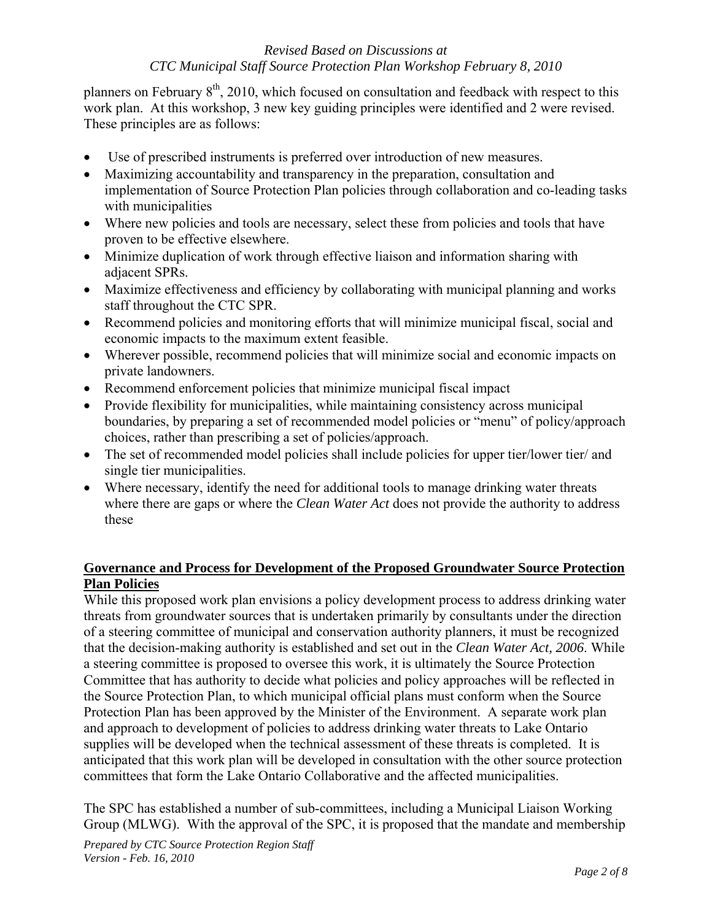planners on February 8th, 2010, which focused on consultation and feedback with respect to this work plan. At this workshop, 3 new key guiding principles were identified and 2 were revised. These principles are as follows:

- Use of prescribed instruments is preferred over introduction of new measures.
- Maximizing accountability and transparency in the preparation, consultation and implementation of Source Protection Plan policies through collaboration and co-leading tasks with municipalities
- Where new policies and tools are necessary, select these from policies and tools that have proven to be effective elsewhere.
- Minimize duplication of work through effective liaison and information sharing with adjacent SPRs.
- Maximize effectiveness and efficiency by collaborating with municipal planning and works staff throughout the CTC SPR.
- Recommend policies and monitoring efforts that will minimize municipal fiscal, social and economic impacts to the maximum extent feasible.
- Wherever possible, recommend policies that will minimize social and economic impacts on private landowners.
- Recommend enforcement policies that minimize municipal fiscal impact
- Provide flexibility for municipalities, while maintaining consistency across municipal boundaries, by preparing a set of recommended model policies or "menu" of policy/approach choices, rather than prescribing a set of policies/approach.
- The set of recommended model policies shall include policies for upper tier/lower tier/ and single tier municipalities.
- Where necessary, identify the need for additional tools to manage drinking water threats where there are gaps or where the *Clean Water Act* does not provide the authority to address these

## Governance and Process for Development of the Proposed Groundwater Source Protection Plan Policies

While this proposed work plan envisions a policy development process to address drinking water threats from groundwater sources that is undertaken primarily by consultants under the direction of a steering committee of municipal and conservation authority planners, it must be recognized that the decision-making authority is established and set out in the *Clean Water Act, 2006*. While a steering committee is proposed to oversee this work, it is ultimately the Source Protection Committee that has authority to decide what policies and policy approaches will be reflected in the Source Protection Plan, to which municipal official plans must conform when the Source Protection Plan has been approved by the Minister of the Environment. A separate work plan and approach to development of policies to address drinking water threats to Lake Ontario supplies will be developed when the technical assessment of these threats is completed. It is anticipated that this work plan will be developed in consultation with the other source protection committees that form the Lake Ontario Collaborative and the affected municipalities.

The SPC has established a number of sub-committees, including a Municipal Liaison Working Group (MLWG). With the approval of the SPC, it is proposed that the mandate and membership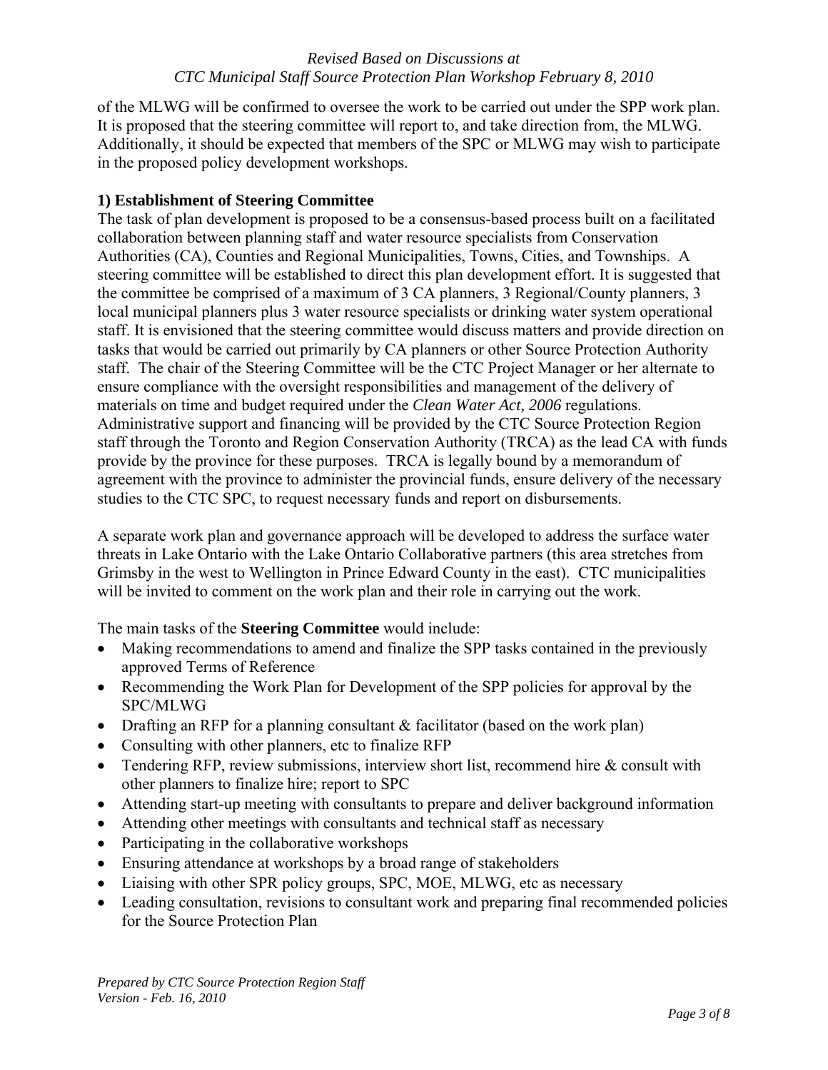of the MLWG will be confirmed to oversee the work to be carried out under the SPP work plan. It is proposed that the steering committee will report to, and take direction from, the MLWG. Additionally, it should be expected that members of the SPC or MLWG may wish to participate in the proposed policy development workshops.

### 1) Establishment of Steering Committee

The task of plan development is proposed to be a consensus-based process built on a facilitated collaboration between planning staff and water resource specialists from Conservation Authorities (CA), Counties and Regional Municipalities, Towns, Cities, and Townships. A steering committee will be established to direct this plan development effort. It is suggested that the committee be comprised of a maximum of 3 CA planners, 3 Regional/County planners, 3 local municipal planners plus 3 water resource specialists or drinking water system operational staff. It is envisioned that the steering committee would discuss matters and provide direction on tasks that would be carried out primarily by CA planners or other Source Protection Authority staff. The chair of the Steering Committee will be the CTC Project Manager or her alternate to ensure compliance with the oversight responsibilities and management of the delivery of materials on time and budget required under the *Clean Water Act, 2006* regulations. Administrative support and financing will be provided by the CTC Source Protection Region staff through the Toronto and Region Conservation Authority (TRCA) as the lead CA with funds provide by the province for these purposes. TRCA is legally bound by a memorandum of agreement with the province to administer the provincial funds, ensure delivery of the necessary studies to the CTC SPC, to request necessary funds and report on disbursements.

A separate work plan and governance approach will be developed to address the surface water threats in Lake Ontario with the Lake Ontario Collaborative partners (this area stretches from Grimsby in the west to Wellington in Prince Edward County in the east). CTC municipalities will be invited to comment on the work plan and their role in carrying out the work.

The main tasks of the **Steering Committee** would include:

- Making recommendations to amend and finalize the SPP tasks contained in the previously approved Terms of Reference
- Recommending the Work Plan for Development of the SPP policies for approval by the SPC/MLWG
- Drafting an RFP for a planning consultant & facilitator (based on the work plan)
- Consulting with other planners, etc to finalize RFP
- Tendering RFP, review submissions, interview short list, recommend hire & consult with other planners to finalize hire; report to SPC
- Attending start-up meeting with consultants to prepare and deliver background information
- Attending other meetings with consultants and technical staff as necessary
- Participating in the collaborative workshops
- Ensuring attendance at workshops by a broad range of stakeholders
- Liaising with other SPR policy groups, SPC, MOE, MLWG, etc as necessary
- Leading consultation, revisions to consultant work and preparing final recommended policies for the Source Protection Plan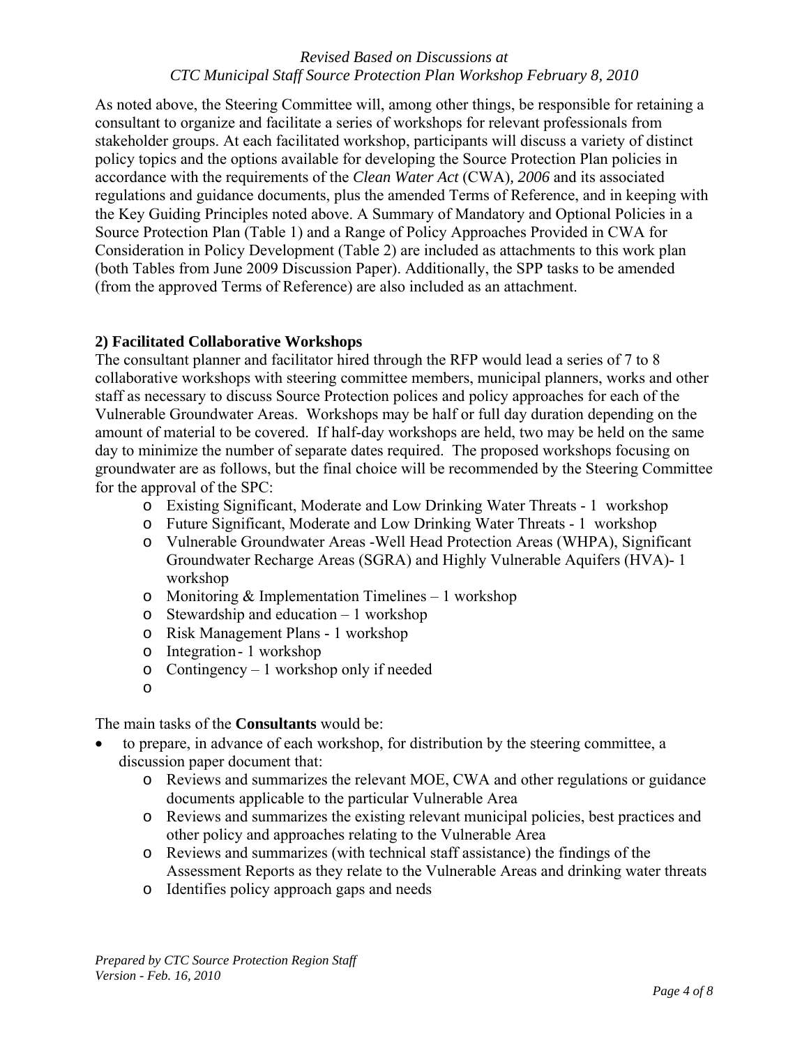As noted above, the Steering Committee will, among other things, be responsible for retaining a consultant to organize and facilitate a series of workshops for relevant professionals from stakeholder groups. At each facilitated workshop, participants will discuss a variety of distinct policy topics and the options available for developing the Source Protection Plan policies in accordance with the requirements of the *Clean Water Act* (CWA)*, 2006* and its associated regulations and guidance documents, plus the amended Terms of Reference, and in keeping with the Key Guiding Principles noted above. A Summary of Mandatory and Optional Policies in a Source Protection Plan (Table 1) and a Range of Policy Approaches Provided in CWA for Consideration in Policy Development (Table 2) are included as attachments to this work plan (both Tables from June 2009 Discussion Paper). Additionally, the SPP tasks to be amended (from the approved Terms of Reference) are also included as an attachment.

## 2) Facilitated Collaborative Workshops

The consultant planner and facilitator hired through the RFP would lead a series of 7 to 8 collaborative workshops with steering committee members, municipal planners, works and other staff as necessary to discuss Source Protection polices and policy approaches for each of the Vulnerable Groundwater Areas. Workshops may be half or full day duration depending on the amount of material to be covered. If half-day workshops are held, two may be held on the same day to minimize the number of separate dates required. The proposed workshops focusing on groundwater are as follows, but the final choice will be recommended by the Steering Committee for the approval of the SPC:

- Existing Significant, Moderate and Low Drinking Water Threats - 1 workshop
- Future Significant, Moderate and Low Drinking Water Threats - 1 workshop
- Vulnerable Groundwater Areas -Well Head Protection Areas (WHPA), Significant Groundwater Recharge Areas (SGRA) and Highly Vulnerable Aquifers (HVA)- 1 workshop
- Monitoring & Implementation Timelines – 1 workshop
- Stewardship and education – 1 workshop
- Risk Management Plans - 1 workshop
- Integration - 1 workshop
- Contingency – 1 workshop only if needed

The main tasks of the **Consultants** would be:

- to prepare, in advance of each workshop, for distribution by the steering committee, a discussion paper document that:
  - Reviews and summarizes the relevant MOE, CWA and other regulations or guidance documents applicable to the particular Vulnerable Area
  - Reviews and summarizes the existing relevant municipal policies, best practices and other policy and approaches relating to the Vulnerable Area
  - Reviews and summarizes (with technical staff assistance) the findings of the Assessment Reports as they relate to the Vulnerable Areas and drinking water threats
  - Identifies policy approach gaps and needs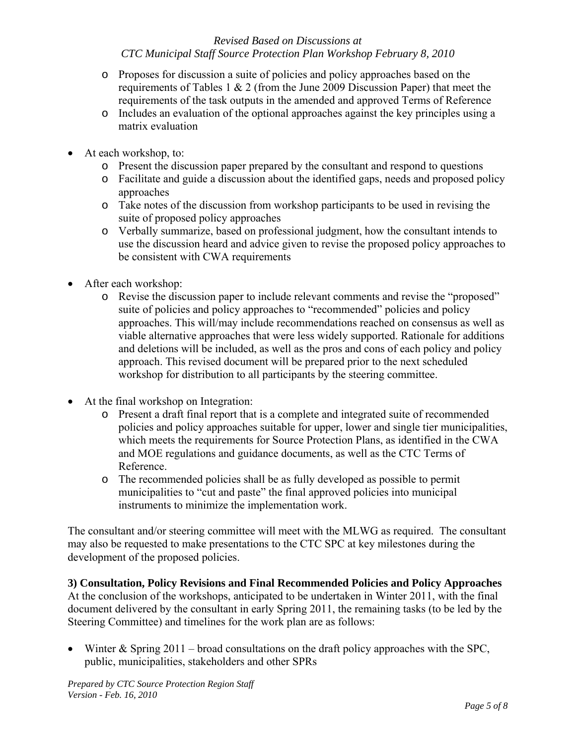- Proposes for discussion a suite of policies and policy approaches based on the requirements of Tables 1 & 2 (from the June 2009 Discussion Paper) that meet the requirements of the task outputs in the amended and approved Terms of Reference
  - Includes an evaluation of the optional approaches against the key principles using a matrix evaluation

- At each workshop, to:
  - Present the discussion paper prepared by the consultant and respond to questions
  - Facilitate and guide a discussion about the identified gaps, needs and proposed policy approaches
  - Take notes of the discussion from workshop participants to be used in revising the suite of proposed policy approaches
  - Verbally summarize, based on professional judgment, how the consultant intends to use the discussion heard and advice given to revise the proposed policy approaches to be consistent with CWA requirements

- After each workshop:
  - Revise the discussion paper to include relevant comments and revise the "proposed" suite of policies and policy approaches to "recommended" policies and policy approaches. This will/may include recommendations reached on consensus as well as viable alternative approaches that were less widely supported. Rationale for additions and deletions will be included, as well as the pros and cons of each policy and policy approach. This revised document will be prepared prior to the next scheduled workshop for distribution to all participants by the steering committee.

- At the final workshop on Integration:
  - Present a draft final report that is a complete and integrated suite of recommended policies and policy approaches suitable for upper, lower and single tier municipalities, which meets the requirements for Source Protection Plans, as identified in the CWA and MOE regulations and guidance documents, as well as the CTC Terms of Reference.
  - The recommended policies shall be as fully developed as possible to permit municipalities to "cut and paste" the final approved policies into municipal instruments to minimize the implementation work.

The consultant and/or steering committee will meet with the MLWG as required. The consultant may also be requested to make presentations to the CTC SPC at key milestones during the development of the proposed policies.

**3) Consultation, Policy Revisions and Final Recommended Policies and Policy Approaches**
At the conclusion of the workshops, anticipated to be undertaken in Winter 2011, with the final document delivered by the consultant in early Spring 2011, the remaining tasks (to be led by the Steering Committee) and timelines for the work plan are as follows:

- Winter & Spring 2011 – broad consultations on the draft policy approaches with the SPC, public, municipalities, stakeholders and other SPRs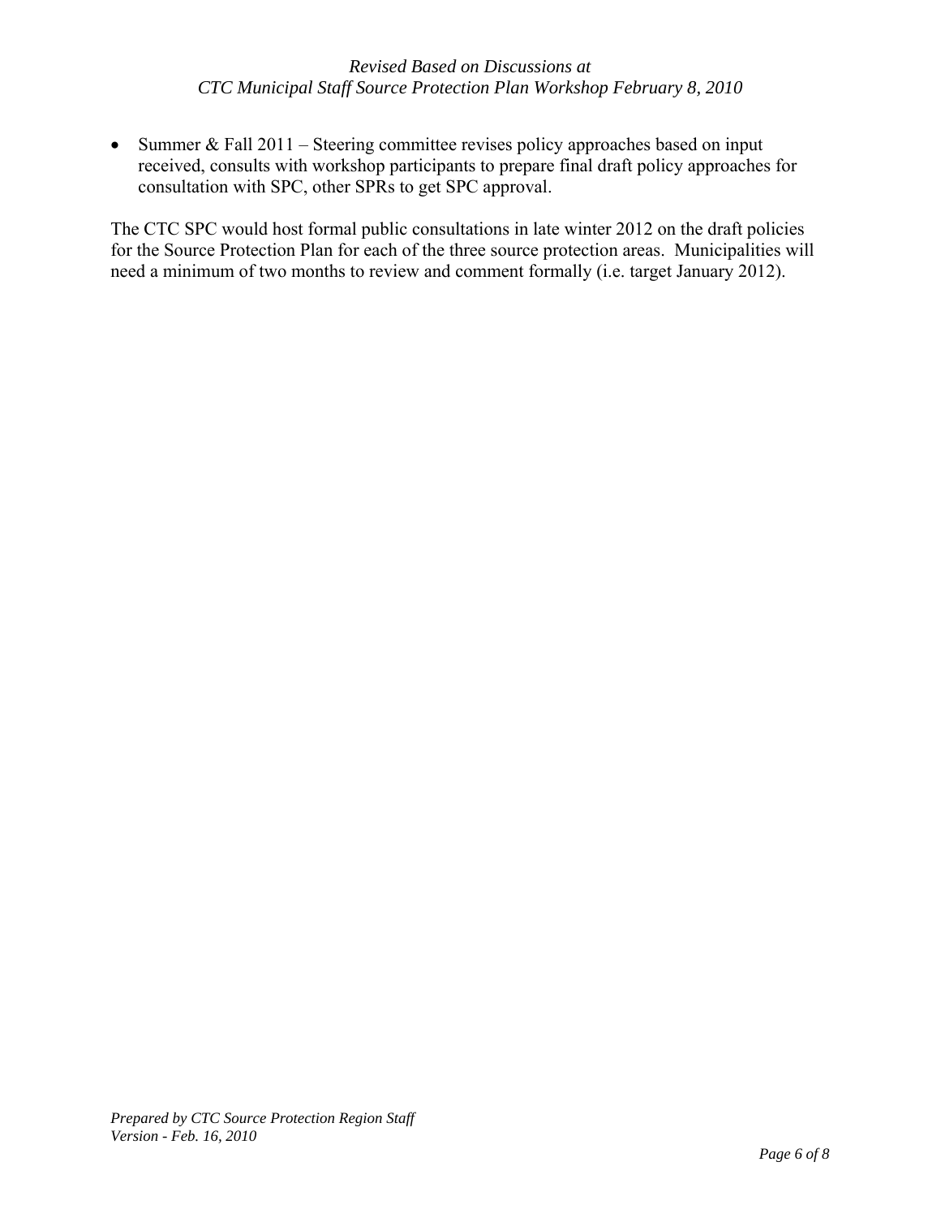- Summer & Fall 2011 – Steering committee revises policy approaches based on input received, consults with workshop participants to prepare final draft policy approaches for consultation with SPC, other SPRs to get SPC approval.

The CTC SPC would host formal public consultations in late winter 2012 on the draft policies for the Source Protection Plan for each of the three source protection areas. Municipalities will need a minimum of two months to review and comment formally (i.e. target January 2012).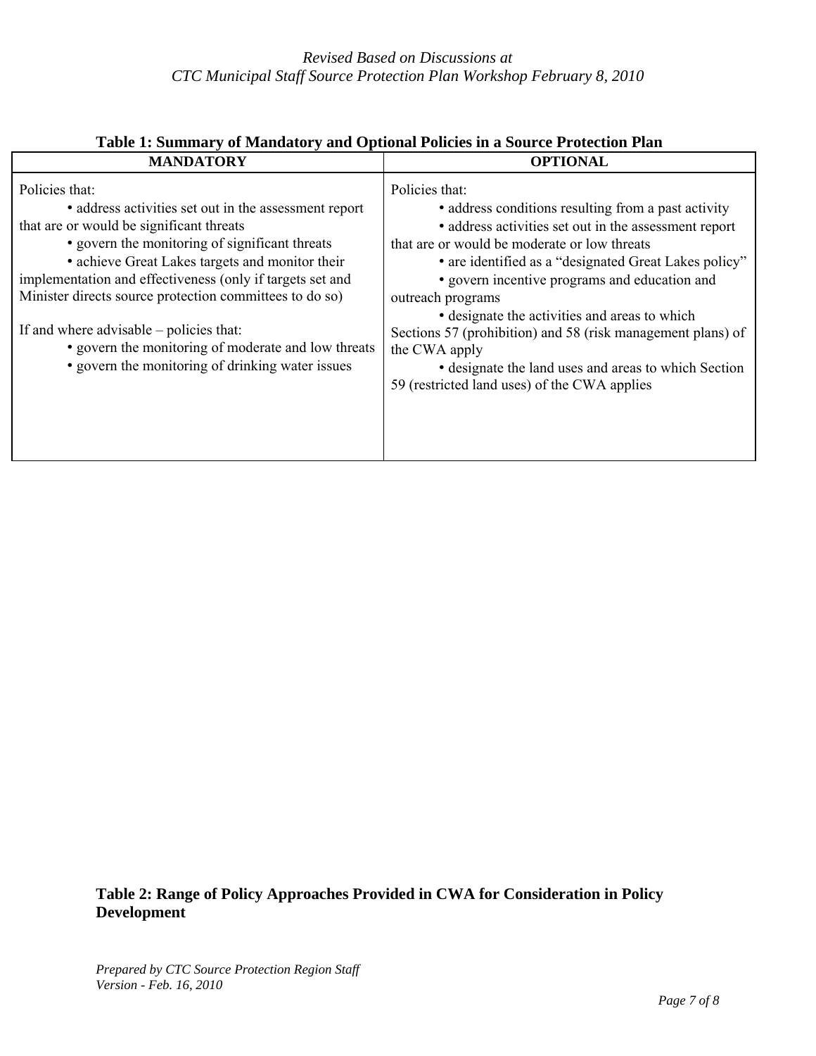**Table 1: Summary of Mandatory and Optional Policies in a Source Protection Plan**

| MANDATORY | OPTIONAL |
| --- | --- |
| Policies that:<br>• address activities set out in the assessment report that are or would be significant threats<br>• govern the monitoring of significant threats<br>• achieve Great Lakes targets and monitor their implementation and effectiveness (only if targets set and Minister directs source protection committees to do so)<br><br>If and where advisable – policies that:<br>• govern the monitoring of moderate and low threats<br>• govern the monitoring of drinking water issues | Policies that:<br>• address conditions resulting from a past activity<br>• address activities set out in the assessment report that are or would be moderate or low threats<br>• are identified as a "designated Great Lakes policy"<br>• govern incentive programs and education and outreach programs<br>• designate the activities and areas to which Sections 57 (prohibition) and 58 (risk management plans) of the CWA apply<br>• designate the land uses and areas to which Section 59 (restricted land uses) of the CWA applies |

**Table 2: Range of Policy Approaches Provided in CWA for Consideration in Policy Development**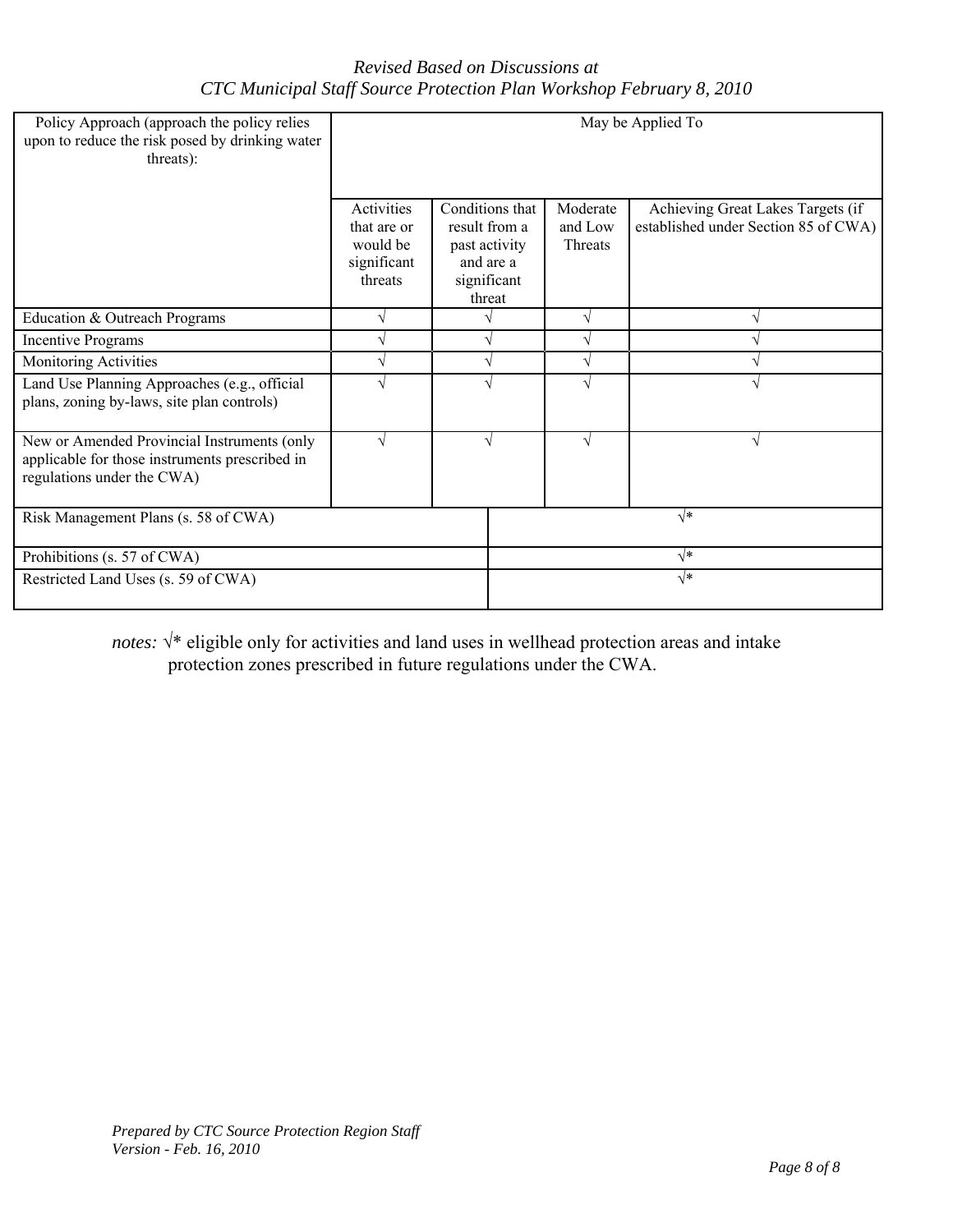| Policy Approach (approach the policy relies upon to reduce the risk posed by drinking water threats): | May be Applied To | | | |
|---|---|---|---|---|
| | Activities that are or would be significant threats | Conditions that result from a past activity and are a significant threat | Moderate and Low Threats | Achieving Great Lakes Targets (if established under Section 85 of CWA) |
| Education & Outreach Programs | √ | √ | √ | √ |
| Incentive Programs | √ | √ | √ | √ |
| Monitoring Activities | √ | √ | √ | √ |
| Land Use Planning Approaches (e.g., official plans, zoning by-laws, site plan controls) | √ | √ | √ | √ |
| New or Amended Provincial Instruments (only applicable for those instruments prescribed in regulations under the CWA) | √ | √ | √ | √ |
| Risk Management Plans (s. 58 of CWA) | √* | | | |
| Prohibitions (s. 57 of CWA) | √* | | | |
| Restricted Land Uses (s. 59 of CWA) | √* | | | |

*notes:* √* eligible only for activities and land uses in wellhead protection areas and intake protection zones prescribed in future regulations under the CWA.

*Prepared by CTC Source Protection Region Staff*
*Version - Feb. 16, 2010*